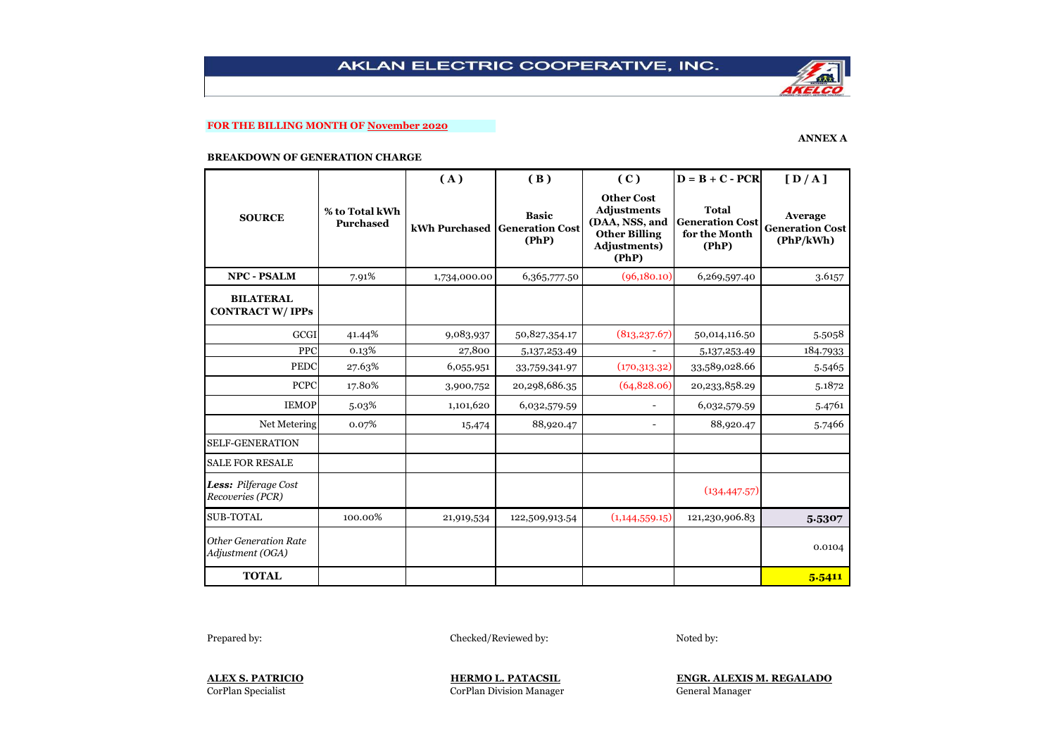# AKLAN ELECTRIC COOPERATIVE, INC.

**FOR THE BILLING MONTH OF November 2020**

**ANNEX A**

**BREAKDOWN OF GENERATION CHARGE**

| SOURCE | % to Total kWh Purchased | ( A ) kWh Purchased | ( B ) Basic Generation Cost (PhP) | ( C ) Other Cost Adjustments (DAA, NSS, and Other Billing Adjustments) (PhP) | D = B + C - PCR Total Generation Cost for the Month (PhP) | [ D / A ] Average Generation Cost (PhP/kWh) |
|---|---|---|---|---|---|---|
| **NPC - PSALM** | 7.91% | 1,734,000.00 | 6,365,777.50 | (96,180.10) | 6,269,597.40 | 3.6157 |
| **BILATERAL CONTRACT W/ IPPs** | | | | | | |
| GCGI | 41.44% | 9,083,937 | 50,827,354.17 | (813,237.67) | 50,014,116.50 | 5.5058 |
| PPC | 0.13% | 27,800 | 5,137,253.49 | - | 5,137,253.49 | 184.7933 |
| PEDC | 27.63% | 6,055,951 | 33,759,341.97 | (170,313.32) | 33,589,028.66 | 5.5465 |
| PCPC | 17.80% | 3,900,752 | 20,298,686.35 | (64,828.06) | 20,233,858.29 | 5.1872 |
| IEMOP | 5.03% | 1,101,620 | 6,032,579.59 | - | 6,032,579.59 | 5.4761 |
| Net Metering | 0.07% | 15,474 | 88,920.47 | - | 88,920.47 | 5.7466 |
| SELF-GENERATION | | | | | | |
| SALE FOR RESALE | | | | | | |
| ***Less:*** *Pilferage Cost Recoveries (PCR)* | | | | | (134,447.57) | |
| SUB-TOTAL | 100.00% | 21,919,534 | 122,509,913.54 | (1,144,559.15) | 121,230,906.83 | **5.5307** |
| *Other Generation Rate Adjustment (OGA)* | | | | | | 0.0104 |
| **TOTAL** | | | | | | **5.5411** |

Prepared by:

**ALEX S. PATRICIO**
CorPlan Specialist

Checked/Reviewed by:

**HERMO L. PATACSIL**
CorPlan Division Manager

Noted by:

**ENGR. ALEXIS M. REGALADO**
General Manager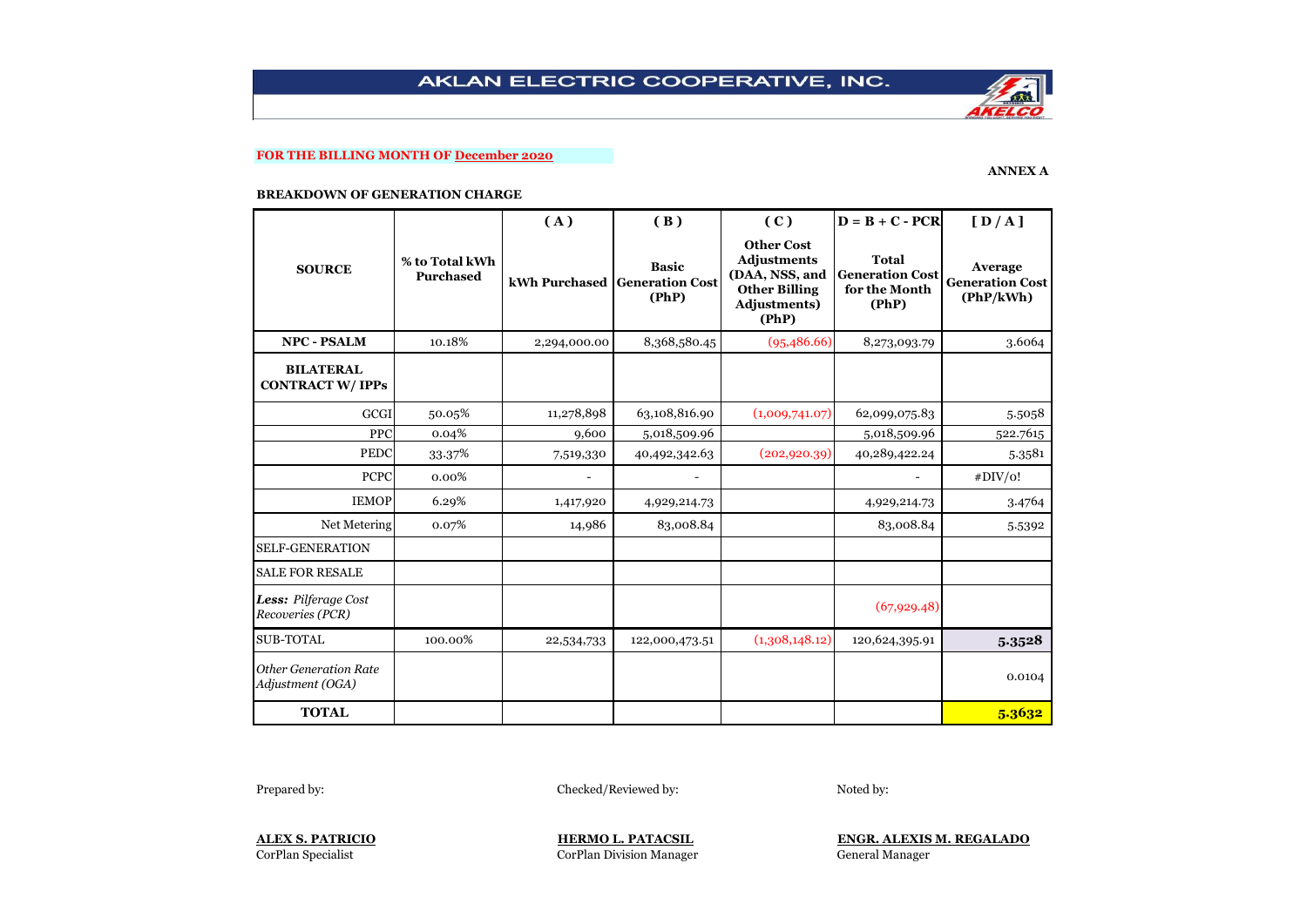# AKLAN ELECTRIC COOPERATIVE, INC.

**FOR THE BILLING MONTH OF December 2020**

**ANNEX A**

**BREAKDOWN OF GENERATION CHARGE**

| SOURCE | % to Total kWh Purchased | ( A ) kWh Purchased | ( B ) Basic Generation Cost (PhP) | ( C ) Other Cost Adjustments (DAA, NSS, and Other Billing Adjustments) (PhP) | D = B + C - PCR Total Generation Cost for the Month (PhP) | [ D / A ] Average Generation Cost (PhP/kWh) |
|---|---|---|---|---|---|---|
| **NPC - PSALM** | 10.18% | 2,294,000.00 | 8,368,580.45 | (95,486.66) | 8,273,093.79 | 3.6064 |
| **BILATERAL CONTRACT W/ IPPs** | | | | | | |
| GCGI | 50.05% | 11,278,898 | 63,108,816.90 | (1,009,741.07) | 62,099,075.83 | 5.5058 |
| PPC | 0.04% | 9,600 | 5,018,509.96 | | 5,018,509.96 | 522.7615 |
| PEDC | 33.37% | 7,519,330 | 40,492,342.63 | (202,920.39) | 40,289,422.24 | 5.3581 |
| PCPC | 0.00% | - | - | | - | #DIV/0! |
| IEMOP | 6.29% | 1,417,920 | 4,929,214.73 | | 4,929,214.73 | 3.4764 |
| Net Metering | 0.07% | 14,986 | 83,008.84 | | 83,008.84 | 5.5392 |
| SELF-GENERATION | | | | | | |
| SALE FOR RESALE | | | | | | |
| ***Less:*** *Pilferage Cost Recoveries (PCR)* | | | | | (67,929.48) | |
| SUB-TOTAL | 100.00% | 22,534,733 | 122,000,473.51 | (1,308,148.12) | 120,624,395.91 | **5.3528** |
| *Other Generation Rate Adjustment (OGA)* | | | | | | 0.0104 |
| **TOTAL** | | | | | | **5.3632** |

Prepared by:

**ALEX S. PATRICIO**
CorPlan Specialist

Checked/Reviewed by:

**HERMO L. PATACSIL**
CorPlan Division Manager

Noted by:

**ENGR. ALEXIS M. REGALADO**
General Manager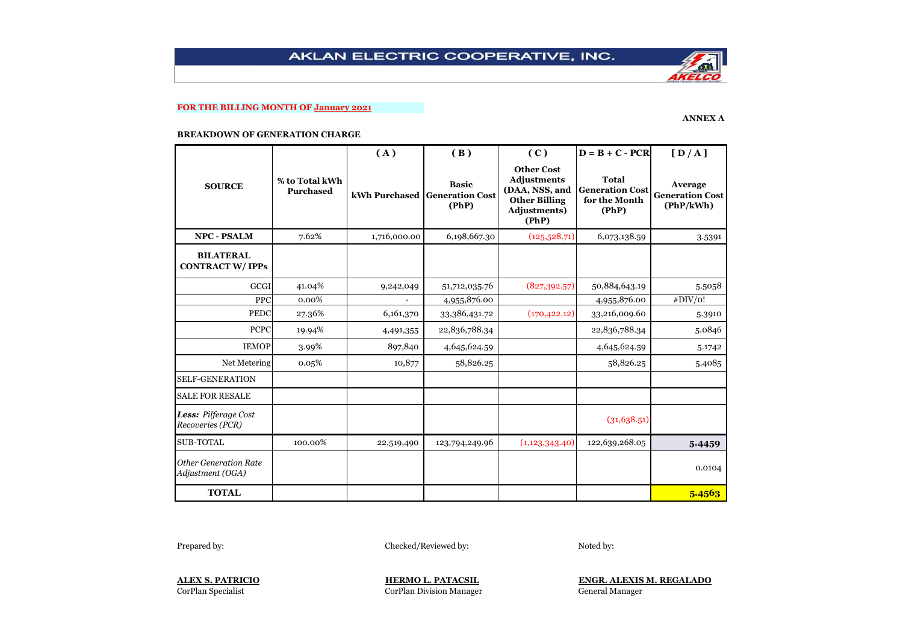# AKLAN ELECTRIC COOPERATIVE, INC.

**FOR THE BILLING MONTH OF January 2021**

**ANNEX A**

**BREAKDOWN OF GENERATION CHARGE**

| SOURCE | % to Total kWh Purchased | ( A ) kWh Purchased | ( B ) Basic Generation Cost (PhP) | ( C ) Other Cost Adjustments (DAA, NSS, and Other Billing Adjustments) (PhP) | D = B + C - PCR Total Generation Cost for the Month (PhP) | [ D / A ] Average Generation Cost (PhP/kWh) |
|---|---|---|---|---|---|---|
| **NPC - PSALM** | 7.62% | 1,716,000.00 | 6,198,667.30 | (125,528.71) | 6,073,138.59 | 3.5391 |
| **BILATERAL CONTRACT W/ IPPs** | | | | | | |
| GCGI | 41.04% | 9,242,049 | 51,712,035.76 | (827,392.57) | 50,884,643.19 | 5.5058 |
| PPC | 0.00% | - | 4,955,876.00 | | 4,955,876.00 | #DIV/0! |
| PEDC | 27.36% | 6,161,370 | 33,386,431.72 | (170,422.12) | 33,216,009.60 | 5.3910 |
| PCPC | 19.94% | 4,491,355 | 22,836,788.34 | | 22,836,788.34 | 5.0846 |
| IEMOP | 3.99% | 897,840 | 4,645,624.59 | | 4,645,624.59 | 5.1742 |
| Net Metering | 0.05% | 10,877 | 58,826.25 | | 58,826.25 | 5.4085 |
| SELF-GENERATION | | | | | | |
| SALE FOR RESALE | | | | | | |
| ***Less:*** *Pilferage Cost Recoveries (PCR)* | | | | | (31,638.51) | |
| SUB-TOTAL | 100.00% | 22,519,490 | 123,794,249.96 | (1,123,343.40) | 122,639,268.05 | **5.4459** |
| *Other Generation Rate Adjustment (OGA)* | | | | | | 0.0104 |
| **TOTAL** | | | | | | **5.4563** |

Prepared by:

**ALEX S. PATRICIO**
CorPlan Specialist

Checked/Reviewed by:

**HERMO L. PATACSIL**
CorPlan Division Manager

Noted by:

**ENGR. ALEXIS M. REGALADO**
General Manager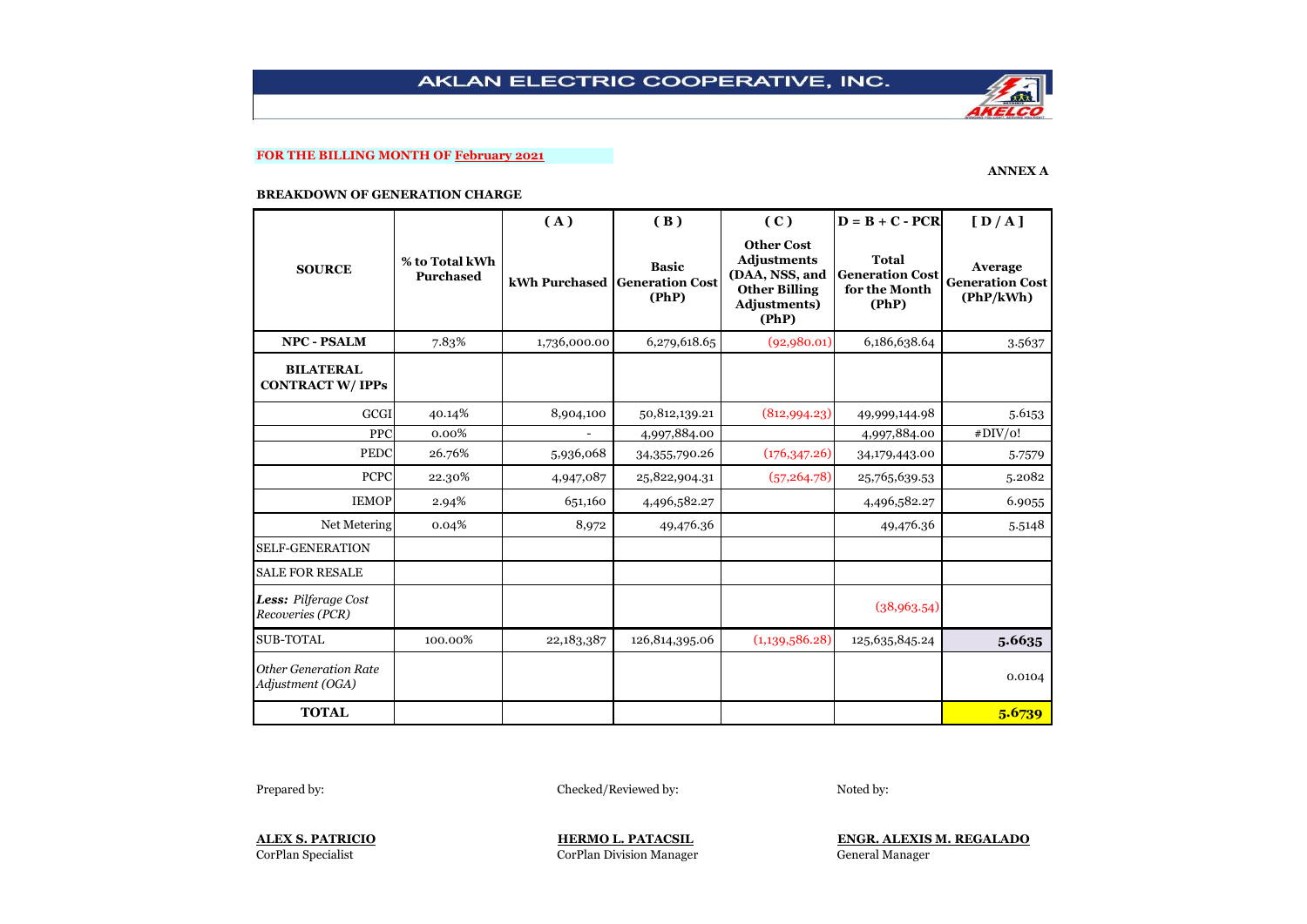# AKLAN ELECTRIC COOPERATIVE, INC.

**FOR THE BILLING MONTH OF February 2021**

**ANNEX A**

**BREAKDOWN OF GENERATION CHARGE**

| SOURCE | % to Total kWh Purchased | ( A ) kWh Purchased | ( B ) Basic Generation Cost (PhP) | ( C ) Other Cost Adjustments (DAA, NSS, and Other Billing Adjustments) (PhP) | D = B + C - PCR Total Generation Cost for the Month (PhP) | [ D / A ] Average Generation Cost (PhP/kWh) |
|---|---|---|---|---|---|---|
| **NPC - PSALM** | 7.83% | 1,736,000.00 | 6,279,618.65 | (92,980.01) | 6,186,638.64 | 3.5637 |
| **BILATERAL CONTRACT W/ IPPs** | | | | | | |
| GCGI | 40.14% | 8,904,100 | 50,812,139.21 | (812,994.23) | 49,999,144.98 | 5.6153 |
| PPC | 0.00% | - | 4,997,884.00 | | 4,997,884.00 | #DIV/0! |
| PEDC | 26.76% | 5,936,068 | 34,355,790.26 | (176,347.26) | 34,179,443.00 | 5.7579 |
| PCPC | 22.30% | 4,947,087 | 25,822,904.31 | (57,264.78) | 25,765,639.53 | 5.2082 |
| IEMOP | 2.94% | 651,160 | 4,496,582.27 | | 4,496,582.27 | 6.9055 |
| Net Metering | 0.04% | 8,972 | 49,476.36 | | 49,476.36 | 5.5148 |
| SELF-GENERATION | | | | | | |
| SALE FOR RESALE | | | | | | |
| ***Less:*** *Pilferage Cost Recoveries (PCR)* | | | | | (38,963.54) | |
| SUB-TOTAL | 100.00% | 22,183,387 | 126,814,395.06 | (1,139,586.28) | 125,635,845.24 | **5.6635** |
| *Other Generation Rate Adjustment (OGA)* | | | | | | 0.0104 |
| **TOTAL** | | | | | | **5.6739** |

Prepared by:

**ALEX S. PATRICIO**
CorPlan Specialist

Checked/Reviewed by:

**HERMO L. PATACSIL**
CorPlan Division Manager

Noted by:

**ENGR. ALEXIS M. REGALADO**
General Manager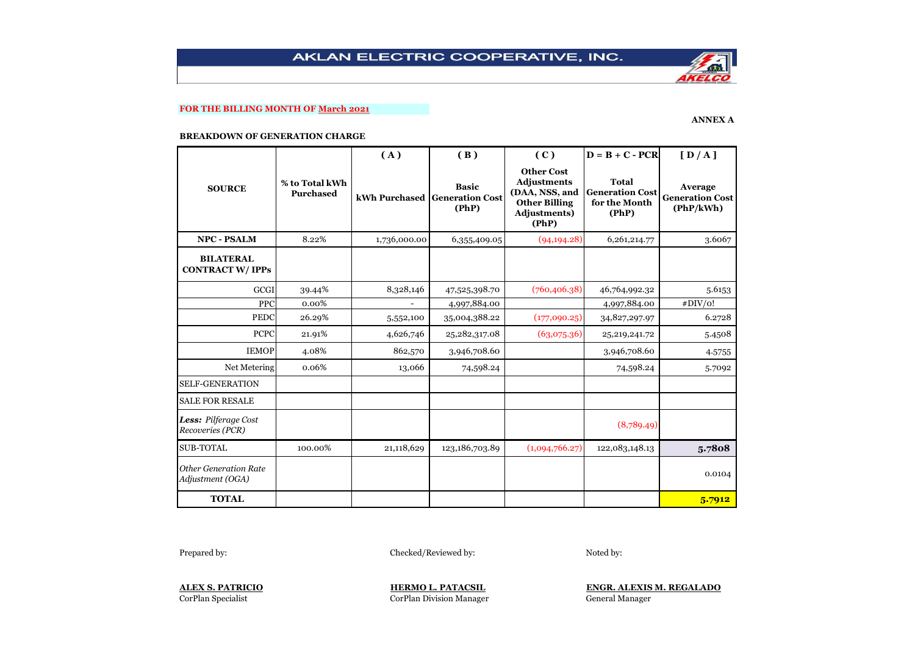# AKLAN ELECTRIC COOPERATIVE, INC.

**FOR THE BILLING MONTH OF March 2021**

**ANNEX A**

**BREAKDOWN OF GENERATION CHARGE**

| SOURCE | % to Total kWh Purchased | ( A ) kWh Purchased | ( B ) Basic Generation Cost (PhP) | ( C ) Other Cost Adjustments (DAA, NSS, and Other Billing Adjustments) (PhP) | D = B + C - PCR Total Generation Cost for the Month (PhP) | [ D / A ] Average Generation Cost (PhP/kWh) |
|---|---|---|---|---|---|---|
| **NPC - PSALM** | 8.22% | 1,736,000.00 | 6,355,409.05 | (94,194.28) | 6,261,214.77 | 3.6067 |
| **BILATERAL CONTRACT W/ IPPs** | | | | | | |
| GCGI | 39.44% | 8,328,146 | 47,525,398.70 | (760,406.38) | 46,764,992.32 | 5.6153 |
| PPC | 0.00% | - | 4,997,884.00 | | 4,997,884.00 | #DIV/0! |
| PEDC | 26.29% | 5,552,100 | 35,004,388.22 | (177,090.25) | 34,827,297.97 | 6.2728 |
| PCPC | 21.91% | 4,626,746 | 25,282,317.08 | (63,075.36) | 25,219,241.72 | 5.4508 |
| IEMOP | 4.08% | 862,570 | 3,946,708.60 | | 3,946,708.60 | 4.5755 |
| Net Metering | 0.06% | 13,066 | 74,598.24 | | 74,598.24 | 5.7092 |
| SELF-GENERATION | | | | | | |
| SALE FOR RESALE | | | | | | |
| ***Less:*** *Pilferage Cost Recoveries (PCR)* | | | | | (8,789.49) | |
| SUB-TOTAL | 100.00% | 21,118,629 | 123,186,703.89 | (1,094,766.27) | 122,083,148.13 | **5.7808** |
| *Other Generation Rate Adjustment (OGA)* | | | | | | 0.0104 |
| **TOTAL** | | | | | | **5.7912** |

Prepared by:

**ALEX S. PATRICIO**
CorPlan Specialist

Checked/Reviewed by:

**HERMO L. PATACSIL**
CorPlan Division Manager

Noted by:

**ENGR. ALEXIS M. REGALADO**
General Manager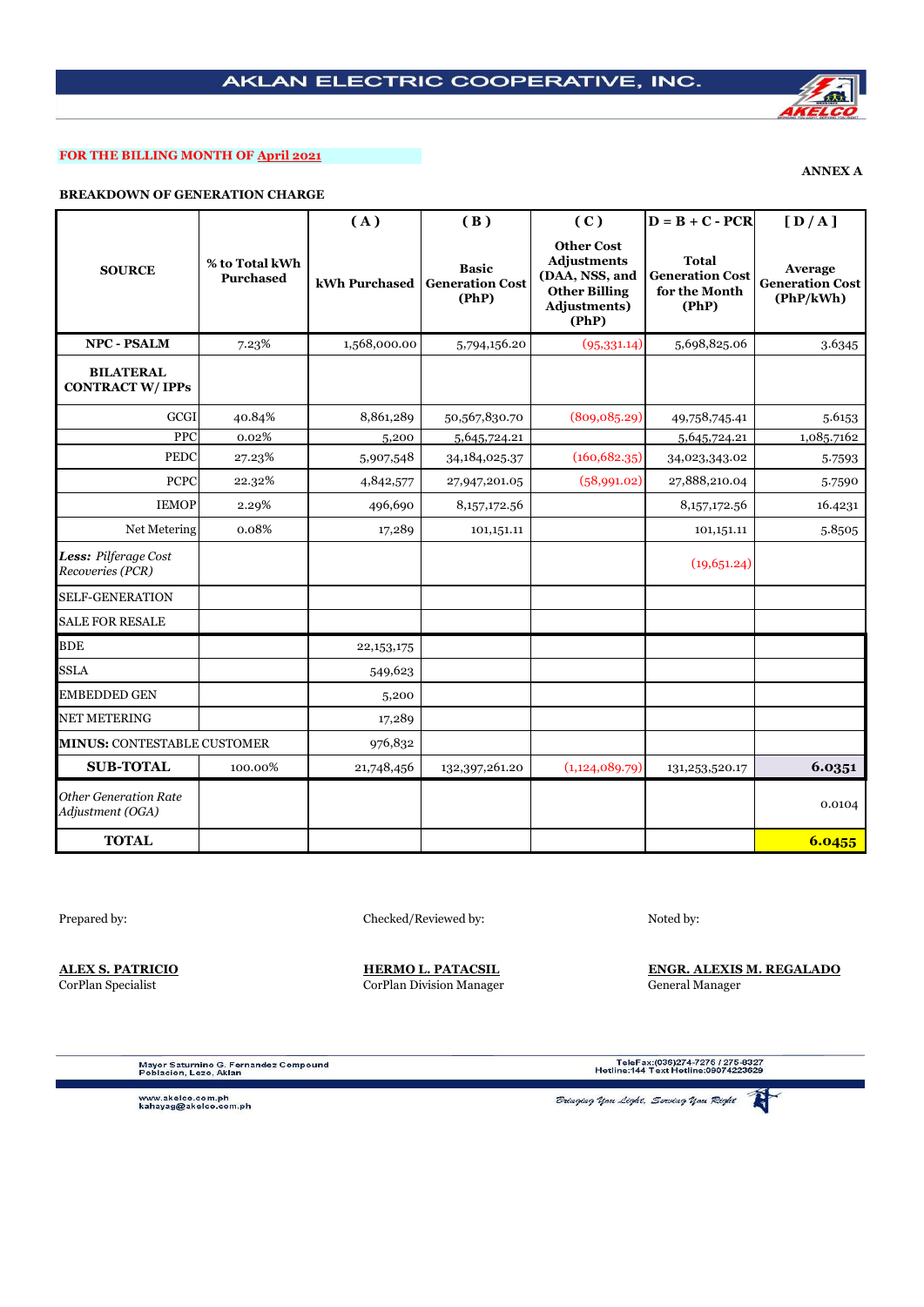## AKLAN ELECTRIC COOPERATIVE, INC.

**FOR THE BILLING MONTH OF April 2021**

**ANNEX A**

**BREAKDOWN OF GENERATION CHARGE**

| SOURCE | % to Total kWh Purchased | ( A ) kWh Purchased | ( B ) Basic Generation Cost (PhP) | ( C ) Other Cost Adjustments (DAA, NSS, and Other Billing Adjustments) (PhP) | D = B + C - PCR Total Generation Cost for the Month (PhP) | [ D / A ] Average Generation Cost (PhP/kWh) |
|---|---|---|---|---|---|---|
| **NPC - PSALM** | 7.23% | 1,568,000.00 | 5,794,156.20 | (95,331.14) | 5,698,825.06 | 3.6345 |
| **BILATERAL CONTRACT W/ IPPs** | | | | | | |
| GCGI | 40.84% | 8,861,289 | 50,567,830.70 | (809,085.29) | 49,758,745.41 | 5.6153 |
| PPC | 0.02% | 5,200 | 5,645,724.21 | | 5,645,724.21 | 1,085.7162 |
| PEDC | 27.23% | 5,907,548 | 34,184,025.37 | (160,682.35) | 34,023,343.02 | 5.7593 |
| PCPC | 22.32% | 4,842,577 | 27,947,201.05 | (58,991.02) | 27,888,210.04 | 5.7590 |
| IEMOP | 2.29% | 496,690 | 8,157,172.56 | | 8,157,172.56 | 16.4231 |
| Net Metering | 0.08% | 17,289 | 101,151.11 | | 101,151.11 | 5.8505 |
| ***Less:*** *Pilferage Cost Recoveries (PCR)* | | | | | (19,651.24) | |
| SELF-GENERATION | | | | | | |
| SALE FOR RESALE | | | | | | |
| BDE | | 22,153,175 | | | | |
| SSLA | | 549,623 | | | | |
| EMBEDDED GEN | | 5,200 | | | | |
| NET METERING | | 17,289 | | | | |
| **MINUS:** CONTESTABLE CUSTOMER | | 976,832 | | | | |
| **SUB-TOTAL** | 100.00% | 21,748,456 | 132,397,261.20 | (1,124,089.79) | 131,253,520.17 | **6.0351** |
| *Other Generation Rate Adjustment (OGA)* | | | | | | 0.0104 |
| **TOTAL** | | | | | | **6.0455** |

Prepared by:

**ALEX S. PATRICIO**
CorPlan Specialist

Checked/Reviewed by:

**HERMO L. PATACSIL**
CorPlan Division Manager

Noted by:

**ENGR. ALEXIS M. REGALADO**
General Manager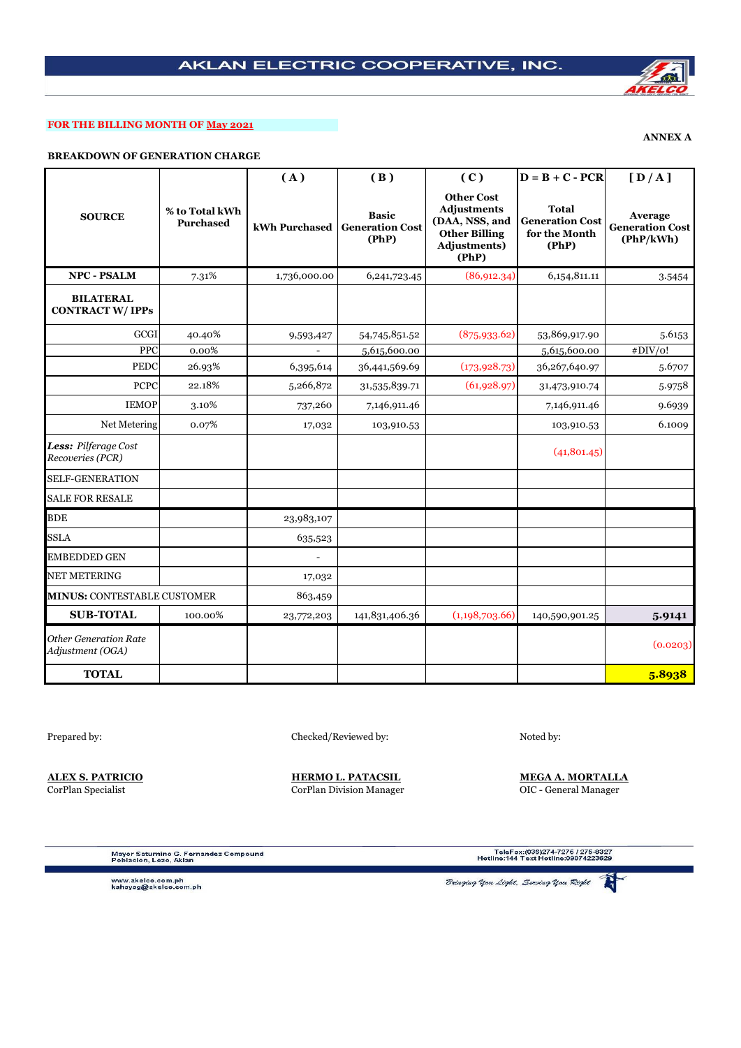# AKLAN ELECTRIC COOPERATIVE, INC.

**FOR THE BILLING MONTH OF May 2021**

**ANNEX A**

**BREAKDOWN OF GENERATION CHARGE**

| SOURCE | % to Total kWh Purchased | ( A ) kWh Purchased | ( B ) Basic Generation Cost (PhP) | ( C ) Other Cost Adjustments (DAA, NSS, and Other Billing Adjustments) (PhP) | D = B + C - PCR Total Generation Cost for the Month (PhP) | [ D / A ] Average Generation Cost (PhP/kWh) |
|---|---|---|---|---|---|---|
| **NPC - PSALM** | 7.31% | 1,736,000.00 | 6,241,723.45 | (86,912.34) | 6,154,811.11 | 3.5454 |
| **BILATERAL CONTRACT W/ IPPs** | | | | | | |
| GCGI | 40.40% | 9,593,427 | 54,745,851.52 | (875,933.62) | 53,869,917.90 | 5.6153 |
| PPC | 0.00% | - | 5,615,600.00 | | 5,615,600.00 | #DIV/0! |
| PEDC | 26.93% | 6,395,614 | 36,441,569.69 | (173,928.73) | 36,267,640.97 | 5.6707 |
| PCPC | 22.18% | 5,266,872 | 31,535,839.71 | (61,928.97) | 31,473,910.74 | 5.9758 |
| IEMOP | 3.10% | 737,260 | 7,146,911.46 | | 7,146,911.46 | 9.6939 |
| Net Metering | 0.07% | 17,032 | 103,910.53 | | 103,910.53 | 6.1009 |
| ***Less:*** *Pilferage Cost Recoveries (PCR)* | | | | | (41,801.45) | |
| SELF-GENERATION | | | | | | |
| SALE FOR RESALE | | | | | | |
| BDE | | 23,983,107 | | | | |
| SSLA | | 635,523 | | | | |
| EMBEDDED GEN | | - | | | | |
| NET METERING | | 17,032 | | | | |
| **MINUS:** CONTESTABLE CUSTOMER | | 863,459 | | | | |
| **SUB-TOTAL** | 100.00% | 23,772,203 | 141,831,406.36 | (1,198,703.66) | 140,590,901.25 | **5.9141** |
| *Other Generation Rate Adjustment (OGA)* | | | | | | (0.0203) |
| **TOTAL** | | | | | | **5.8938** |

Prepared by:

**ALEX S. PATRICIO**
CorPlan Specialist

Checked/Reviewed by:

**HERMO L. PATACSIL**
CorPlan Division Manager

Noted by:

**MEGA A. MORTALLA**
OIC - General Manager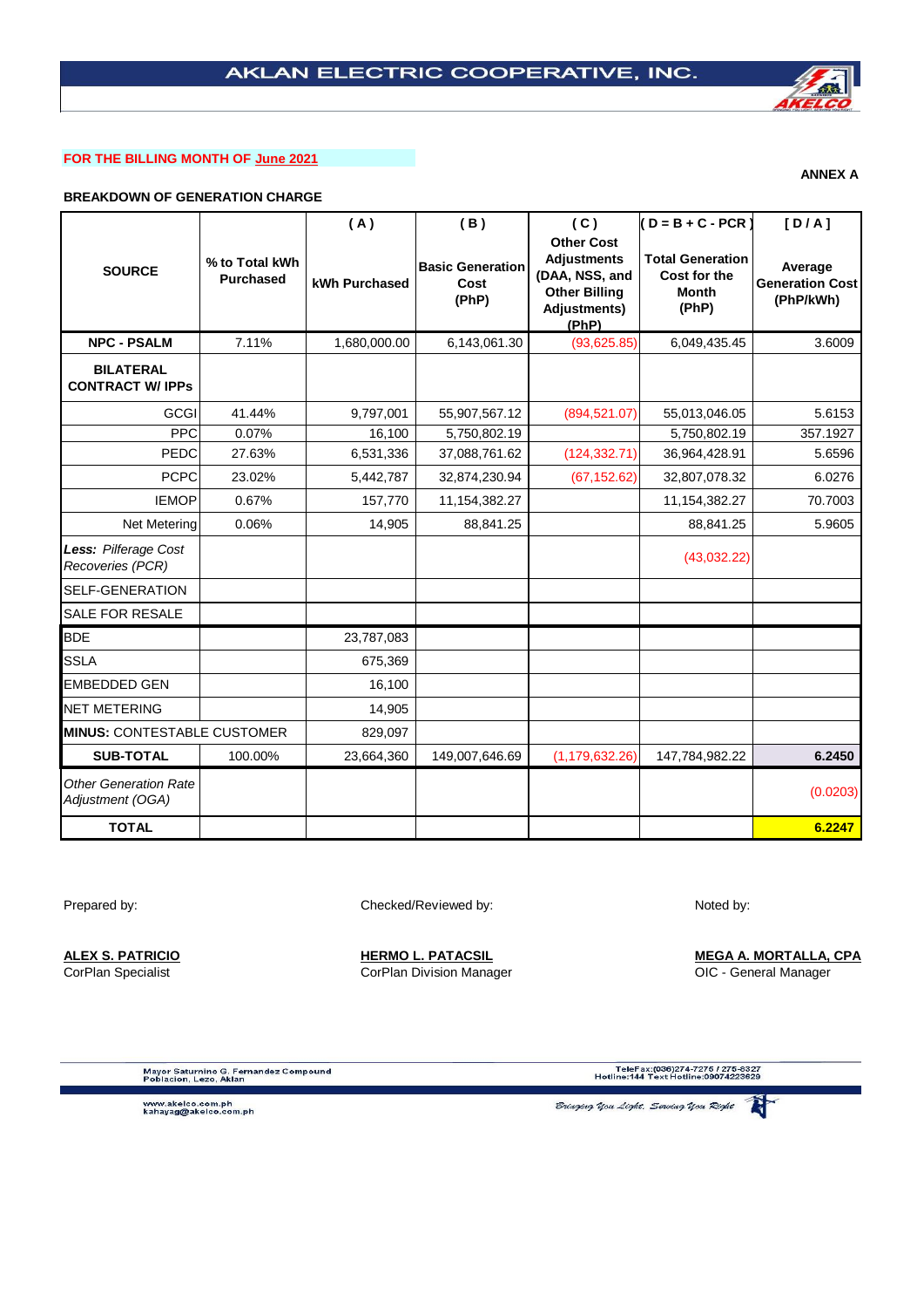# AKLAN ELECTRIC COOPERATIVE, INC.

**FOR THE BILLING MONTH OF June 2021**

**ANNEX A**

**BREAKDOWN OF GENERATION CHARGE**

| SOURCE | % to Total kWh Purchased | ( A ) kWh Purchased | ( B ) Basic Generation Cost (PhP) | ( C ) Other Cost Adjustments (DAA, NSS, and Other Billing Adjustments) (PhP) | ( D = B + C - PCR ) Total Generation Cost for the Month (PhP) | [ D / A ] Average Generation Cost (PhP/kWh) |
|---|---|---|---|---|---|---|
| **NPC - PSALM** | 7.11% | 1,680,000.00 | 6,143,061.30 | (93,625.85) | 6,049,435.45 | 3.6009 |
| **BILATERAL CONTRACT W/ IPPs** | | | | | | |
| GCGI | 41.44% | 9,797,001 | 55,907,567.12 | (894,521.07) | 55,013,046.05 | 5.6153 |
| PPC | 0.07% | 16,100 | 5,750,802.19 | | 5,750,802.19 | 357.1927 |
| PEDC | 27.63% | 6,531,336 | 37,088,761.62 | (124,332.71) | 36,964,428.91 | 5.6596 |
| PCPC | 23.02% | 5,442,787 | 32,874,230.94 | (67,152.62) | 32,807,078.32 | 6.0276 |
| IEMOP | 0.67% | 157,770 | 11,154,382.27 | | 11,154,382.27 | 70.7003 |
| Net Metering | 0.06% | 14,905 | 88,841.25 | | 88,841.25 | 5.9605 |
| ***Less:*** *Pilferage Cost Recoveries (PCR)* | | | | | (43,032.22) | |
| SELF-GENERATION | | | | | | |
| SALE FOR RESALE | | | | | | |
| BDE | | 23,787,083 | | | | |
| SSLA | | 675,369 | | | | |
| EMBEDDED GEN | | 16,100 | | | | |
| NET METERING | | 14,905 | | | | |
| **MINUS:** CONTESTABLE CUSTOMER | | 829,097 | | | | |
| **SUB-TOTAL** | 100.00% | 23,664,360 | 149,007,646.69 | (1,179,632.26) | 147,784,982.22 | **6.2450** |
| *Other Generation Rate Adjustment (OGA)* | | | | | | (0.0203) |
| **TOTAL** | | | | | | **6.2247** |

Prepared by:

**ALEX S. PATRICIO**
CorPlan Specialist

Checked/Reviewed by:

**HERMO L. PATACSIL**
CorPlan Division Manager

Noted by:

**MEGA A. MORTALLA, CPA**
OIC - General Manager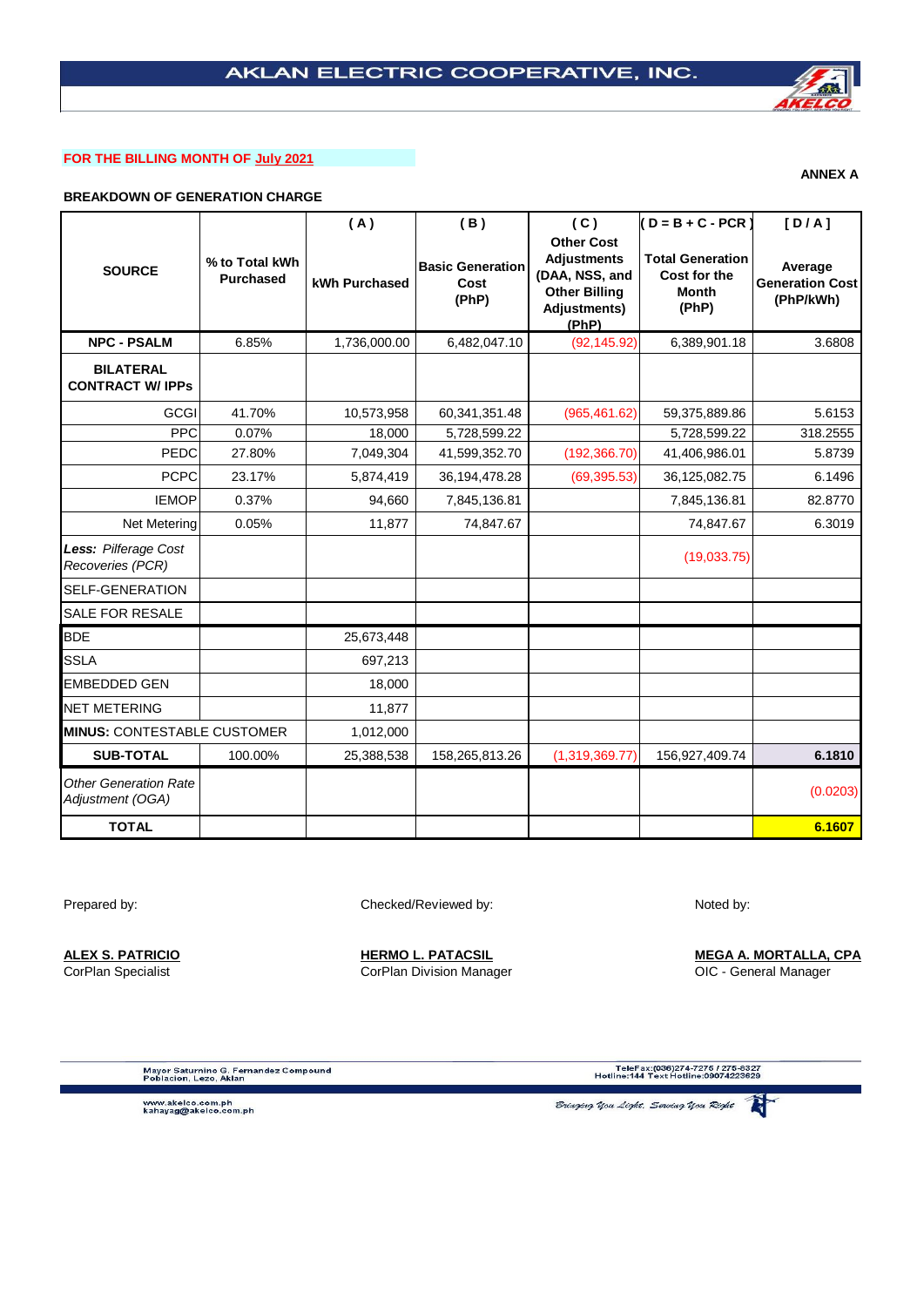# AKLAN ELECTRIC COOPERATIVE, INC.

**FOR THE BILLING MONTH OF July 2021**

**ANNEX A**

**BREAKDOWN OF GENERATION CHARGE**

| SOURCE | % to Total kWh Purchased | ( A ) kWh Purchased | ( B ) Basic Generation Cost (PhP) | ( C ) Other Cost Adjustments (DAA, NSS, and Other Billing Adjustments) (PhP) | ( D = B + C - PCR ) Total Generation Cost for the Month (PhP) | [ D / A ] Average Generation Cost (PhP/kWh) |
|---|---|---|---|---|---|---|
| **NPC - PSALM** | 6.85% | 1,736,000.00 | 6,482,047.10 | (92,145.92) | 6,389,901.18 | 3.6808 |
| **BILATERAL CONTRACT W/ IPPs** | | | | | | |
| GCGI | 41.70% | 10,573,958 | 60,341,351.48 | (965,461.62) | 59,375,889.86 | 5.6153 |
| PPC | 0.07% | 18,000 | 5,728,599.22 | | 5,728,599.22 | 318.2555 |
| PEDC | 27.80% | 7,049,304 | 41,599,352.70 | (192,366.70) | 41,406,986.01 | 5.8739 |
| PCPC | 23.17% | 5,874,419 | 36,194,478.28 | (69,395.53) | 36,125,082.75 | 6.1496 |
| IEMOP | 0.37% | 94,660 | 7,845,136.81 | | 7,845,136.81 | 82.8770 |
| Net Metering | 0.05% | 11,877 | 74,847.67 | | 74,847.67 | 6.3019 |
| ***Less:*** *Pilferage Cost Recoveries (PCR)* | | | | | (19,033.75) | |
| SELF-GENERATION | | | | | | |
| SALE FOR RESALE | | | | | | |
| BDE | | 25,673,448 | | | | |
| SSLA | | 697,213 | | | | |
| EMBEDDED GEN | | 18,000 | | | | |
| NET METERING | | 11,877 | | | | |
| **MINUS:** CONTESTABLE CUSTOMER | | 1,012,000 | | | | |
| **SUB-TOTAL** | 100.00% | 25,388,538 | 158,265,813.26 | (1,319,369.77) | 156,927,409.74 | **6.1810** |
| *Other Generation Rate Adjustment (OGA)* | | | | | | (0.0203) |
| **TOTAL** | | | | | | **6.1607** |

Prepared by:

**ALEX S. PATRICIO**
CorPlan Specialist

Checked/Reviewed by:

**HERMO L. PATACSIL**
CorPlan Division Manager

Noted by:

**MEGA A. MORTALLA, CPA**
OIC - General Manager

Mayor Saturnino G. Fernandez Compound
Poblacion, Lezo, Aklan

TeleFax:(036)274-7276 / 275-6327
Hotline:144 Text Hotline:09074223629

www.akelco.com.ph
kahayag@akelco.com.ph

Bringing You Light, Serving You Right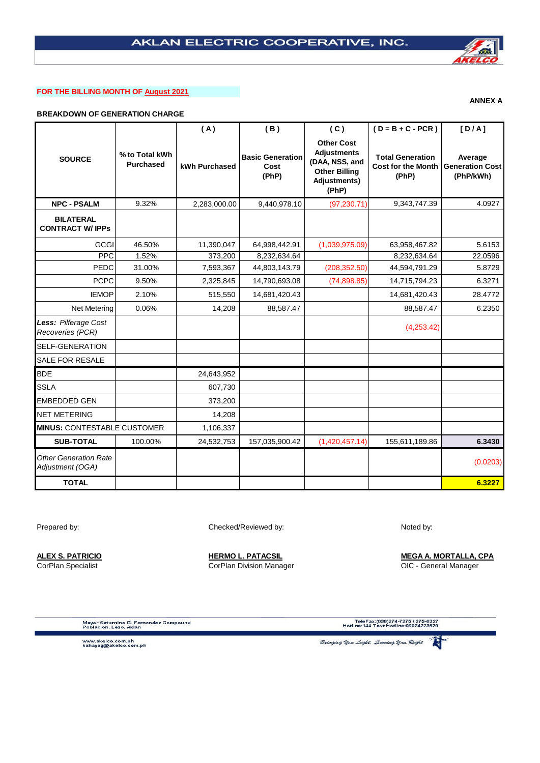# AKLAN ELECTRIC COOPERATIVE, INC.

**FOR THE BILLING MONTH OF August 2021**

**ANNEX A**

**BREAKDOWN OF GENERATION CHARGE**

| SOURCE | % to Total kWh Purchased | ( A ) kWh Purchased | ( B ) Basic Generation Cost (PhP) | ( C ) Other Cost Adjustments (DAA, NSS, and Other Billing Adjustments) (PhP) | ( D = B + C - PCR ) Total Generation Cost for the Month (PhP) | [ D / A ] Average Generation Cost (PhP/kWh) |
|---|---|---|---|---|---|---|
| **NPC - PSALM** | 9.32% | 2,283,000.00 | 9,440,978.10 | (97,230.71) | 9,343,747.39 | 4.0927 |
| **BILATERAL CONTRACT W/ IPPs** | | | | | | |
| GCGI | 46.50% | 11,390,047 | 64,998,442.91 | (1,039,975.09) | 63,958,467.82 | 5.6153 |
| PPC | 1.52% | 373,200 | 8,232,634.64 | | 8,232,634.64 | 22.0596 |
| PEDC | 31.00% | 7,593,367 | 44,803,143.79 | (208,352.50) | 44,594,791.29 | 5.8729 |
| PCPC | 9.50% | 2,325,845 | 14,790,693.08 | (74,898.85) | 14,715,794.23 | 6.3271 |
| IEMOP | 2.10% | 515,550 | 14,681,420.43 | | 14,681,420.43 | 28.4772 |
| Net Metering | 0.06% | 14,208 | 88,587.47 | | 88,587.47 | 6.2350 |
| ***Less:*** *Pilferage Cost Recoveries (PCR)* | | | | | (4,253.42) | |
| SELF-GENERATION | | | | | | |
| SALE FOR RESALE | | | | | | |
| BDE | | 24,643,952 | | | | |
| SSLA | | 607,730 | | | | |
| EMBEDDED GEN | | 373,200 | | | | |
| NET METERING | | 14,208 | | | | |
| **MINUS:** CONTESTABLE CUSTOMER | | 1,106,337 | | | | |
| **SUB-TOTAL** | 100.00% | 24,532,753 | 157,035,900.42 | (1,420,457.14) | 155,611,189.86 | **6.3430** |
| *Other Generation Rate Adjustment (OGA)* | | | | | | (0.0203) |
| **TOTAL** | | | | | | **6.3227** |

Prepared by:

**ALEX S. PATRICIO**
CorPlan Specialist

Checked/Reviewed by:

**HERMO L. PATACSIL**
CorPlan Division Manager

Noted by:

**MEGA A. MORTALLA, CPA**
OIC - General Manager

Mayor Saturnino G. Fernandez Compound
Poblacion, Lezo, Aklan

TeleFax:(036)274-7275 / 275-6327
Hotline:144 Text Hotline:09074223629

www.akelco.com.ph
kahayag@akelco.com.ph

*Bringing You Light, Serving You Right*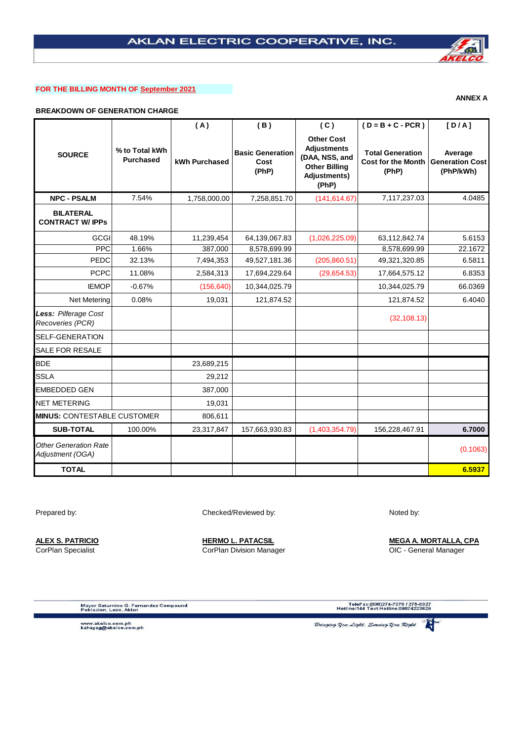# AKLAN ELECTRIC COOPERATIVE, INC.

**FOR THE BILLING MONTH OF September 2021**

**ANNEX A**

**BREAKDOWN OF GENERATION CHARGE**

| SOURCE | % to Total kWh Purchased | ( A ) kWh Purchased | ( B ) Basic Generation Cost (PhP) | ( C ) Other Cost Adjustments (DAA, NSS, and Other Billing Adjustments) (PhP) | ( D = B + C - PCR ) Total Generation Cost for the Month (PhP) | [ D / A ] Average Generation Cost (PhP/kWh) |
|---|---|---|---|---|---|---|
| **NPC - PSALM** | 7.54% | 1,758,000.00 | 7,258,851.70 | (141,614.67) | 7,117,237.03 | 4.0485 |
| **BILATERAL CONTRACT W/ IPPs** | | | | | | |
| GCGI | 48.19% | 11,239,454 | 64,139,067.83 | (1,026,225.09) | 63,112,842.74 | 5.6153 |
| PPC | 1.66% | 387,000 | 8,578,699.99 | | 8,578,699.99 | 22.1672 |
| PEDC | 32.13% | 7,494,353 | 49,527,181.36 | (205,860.51) | 49,321,320.85 | 6.5811 |
| PCPC | 11.08% | 2,584,313 | 17,694,229.64 | (29,654.53) | 17,664,575.12 | 6.8353 |
| IEMOP | -0.67% | (156,640) | 10,344,025.79 | | 10,344,025.79 | 66.0369 |
| Net Metering | 0.08% | 19,031 | 121,874.52 | | 121,874.52 | 6.4040 |
| ***Less:*** *Pilferage Cost Recoveries (PCR)* | | | | | (32,108.13) | |
| SELF-GENERATION | | | | | | |
| SALE FOR RESALE | | | | | | |
| BDE | | 23,689,215 | | | | |
| SSLA | | 29,212 | | | | |
| EMBEDDED GEN | | 387,000 | | | | |
| NET METERING | | 19,031 | | | | |
| **MINUS:** CONTESTABLE CUSTOMER | | 806,611 | | | | |
| **SUB-TOTAL** | 100.00% | 23,317,847 | 157,663,930.83 | (1,403,354.79) | 156,228,467.91 | **6.7000** |
| *Other Generation Rate Adjustment (OGA)* | | | | | | (0.1063) |
| **TOTAL** | | | | | | **6.5937** |

Prepared by:

**ALEX S. PATRICIO**
CorPlan Specialist

Checked/Reviewed by:

**HERMO L. PATACSIL**
CorPlan Division Manager

Noted by:

**MEGA A. MORTALLA, CPA**
OIC - General Manager

Mayor Saturnino G. Fernandez Compound
Poblacion, Lezo, Aklan
www.akelco.com.ph
kahayag@akelco.com.ph

TeleFax:(036)274-7276 / 275-6327
Hotline:144 Text Hotline:09074223629

*Bringing You Light, Serving You Right*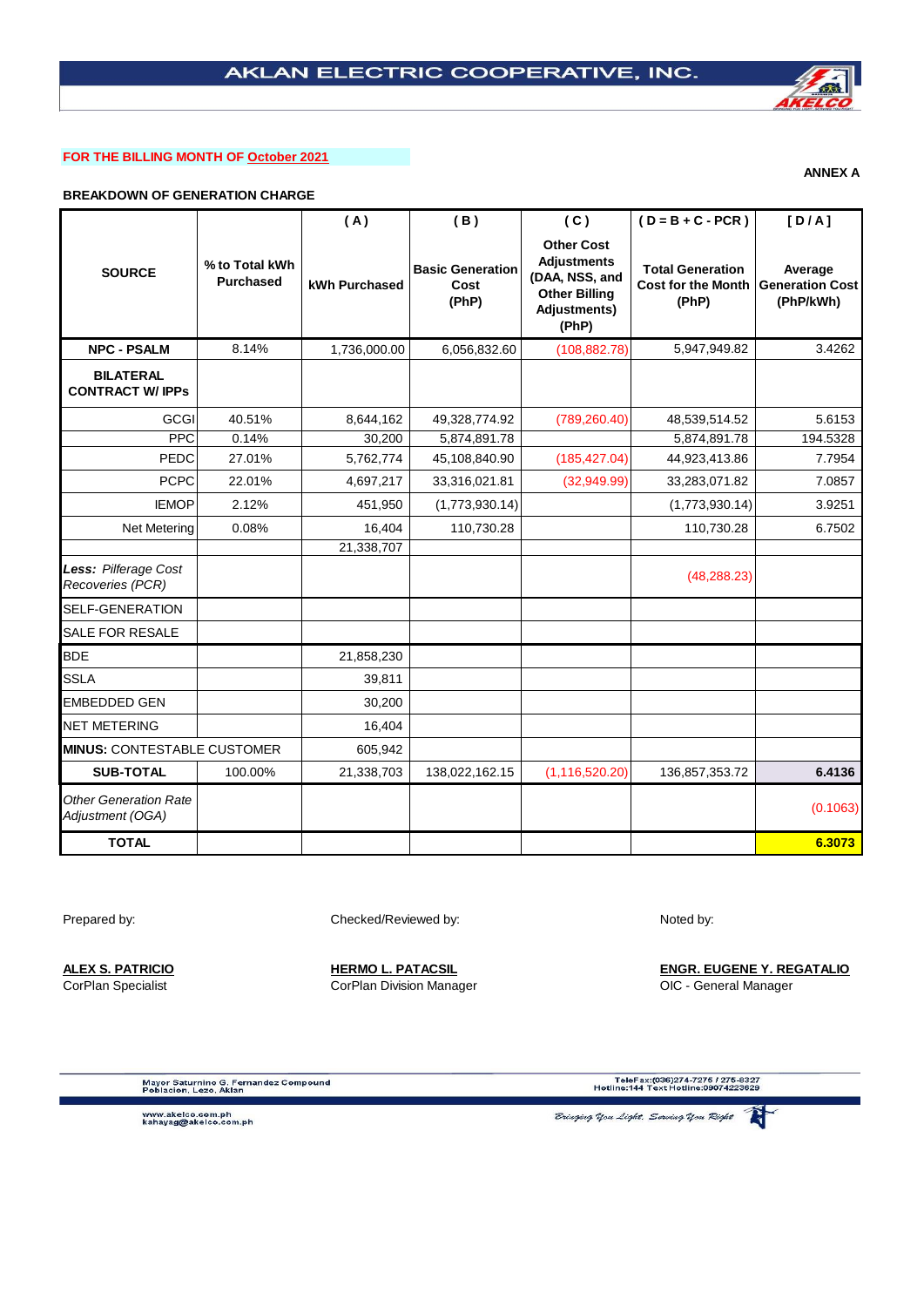# AKLAN ELECTRIC COOPERATIVE, INC.

**FOR THE BILLING MONTH OF October 2021**

**ANNEX A**

**BREAKDOWN OF GENERATION CHARGE**

| SOURCE | % to Total kWh Purchased | ( A ) kWh Purchased | ( B ) Basic Generation Cost (PhP) | ( C ) Other Cost Adjustments (DAA, NSS, and Other Billing Adjustments) (PhP) | ( D = B + C - PCR ) Total Generation Cost for the Month (PhP) | [ D / A ] Average Generation Cost (PhP/kWh) |
|---|---|---|---|---|---|---|
| **NPC - PSALM** | 8.14% | 1,736,000.00 | 6,056,832.60 | (108,882.78) | 5,947,949.82 | 3.4262 |
| **BILATERAL CONTRACT W/ IPPs** | | | | | | |
| GCGI | 40.51% | 8,644,162 | 49,328,774.92 | (789,260.40) | 48,539,514.52 | 5.6153 |
| PPC | 0.14% | 30,200 | 5,874,891.78 | | 5,874,891.78 | 194.5328 |
| PEDC | 27.01% | 5,762,774 | 45,108,840.90 | (185,427.04) | 44,923,413.86 | 7.7954 |
| PCPC | 22.01% | 4,697,217 | 33,316,021.81 | (32,949.99) | 33,283,071.82 | 7.0857 |
| IEMOP | 2.12% | 451,950 | (1,773,930.14) | | (1,773,930.14) | 3.9251 |
| Net Metering | 0.08% | 16,404 | 110,730.28 | | 110,730.28 | 6.7502 |
| | | 21,338,707 | | | | |
| ***Less:*** *Pilferage Cost Recoveries (PCR)* | | | | | (48,288.23) | |
| SELF-GENERATION | | | | | | |
| SALE FOR RESALE | | | | | | |
| BDE | | 21,858,230 | | | | |
| SSLA | | 39,811 | | | | |
| EMBEDDED GEN | | 30,200 | | | | |
| NET METERING | | 16,404 | | | | |
| **MINUS:** CONTESTABLE CUSTOMER | | 605,942 | | | | |
| **SUB-TOTAL** | 100.00% | 21,338,703 | 138,022,162.15 | (1,116,520.20) | 136,857,353.72 | **6.4136** |
| *Other Generation Rate Adjustment (OGA)* | | | | | | (0.1063) |
| **TOTAL** | | | | | | **6.3073** |

Prepared by:

**ALEX S. PATRICIO**
CorPlan Specialist

Checked/Reviewed by:

**HERMO L. PATACSIL**
CorPlan Division Manager

Noted by:

**ENGR. EUGENE Y. REGATALIO**
OIC - General Manager

Mayor Saturnino G. Fernandez Compound
Poblacion, Lezo, Aklan

TeleFax:(036)274-7275 / 275-8327
Hotline:144 Text Hotline:09074223629

www.akelco.com.ph
kahayag@akelco.com.ph

*Bringing You Light, Serving You Right*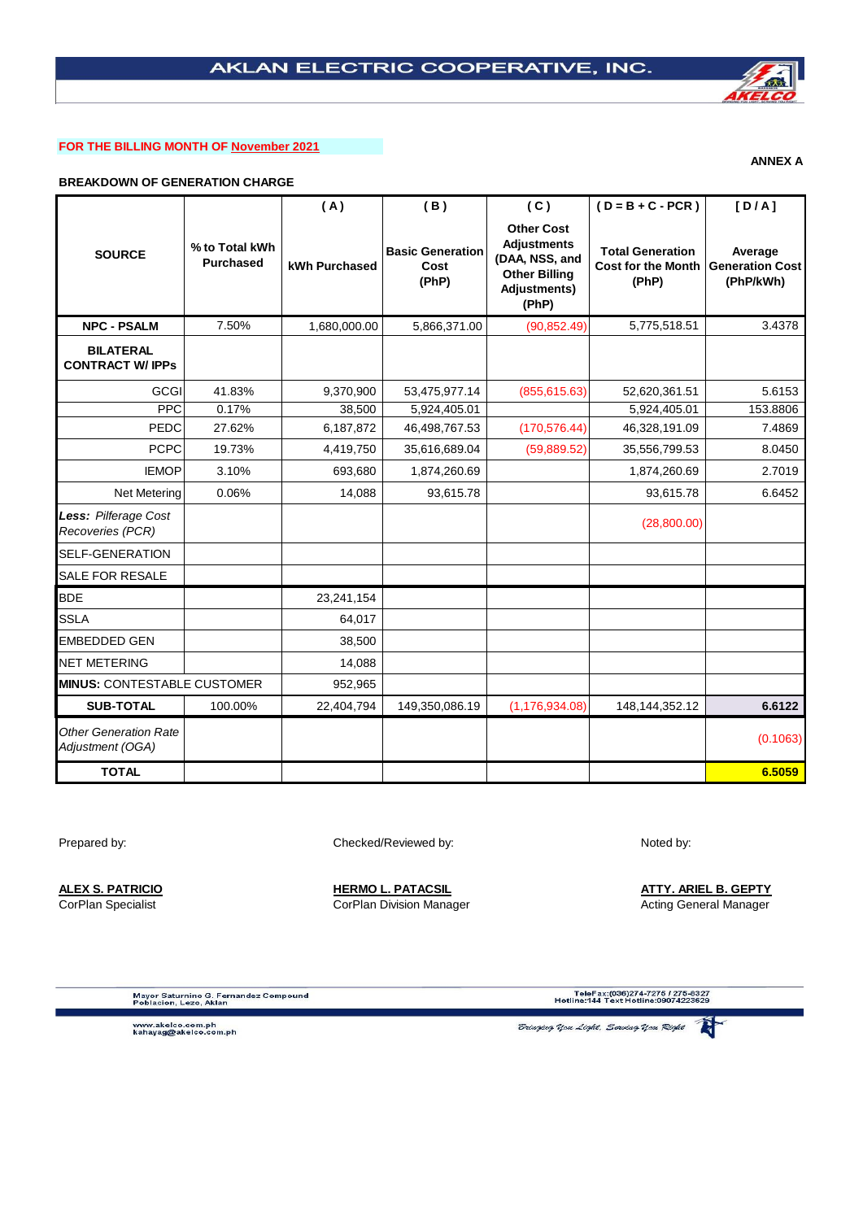# AKLAN ELECTRIC COOPERATIVE, INC.

FOR THE BILLING MONTH OF November 2021

ANNEX A

**BREAKDOWN OF GENERATION CHARGE**

| SOURCE | % to Total kWh Purchased | ( A ) kWh Purchased | ( B ) Basic Generation Cost (PhP) | ( C ) Other Cost Adjustments (DAA, NSS, and Other Billing Adjustments) (PhP) | ( D = B + C - PCR ) Total Generation Cost for the Month (PhP) | [ D / A ] Average Generation Cost (PhP/kWh) |
|---|---|---|---|---|---|---|
| **NPC - PSALM** | 7.50% | 1,680,000.00 | 5,866,371.00 | (90,852.49) | 5,775,518.51 | 3.4378 |
| **BILATERAL CONTRACT W/ IPPs** | | | | | | |
| GCGI | 41.83% | 9,370,900 | 53,475,977.14 | (855,615.63) | 52,620,361.51 | 5.6153 |
| PPC | 0.17% | 38,500 | 5,924,405.01 | | 5,924,405.01 | 153.8806 |
| PEDC | 27.62% | 6,187,872 | 46,498,767.53 | (170,576.44) | 46,328,191.09 | 7.4869 |
| PCPC | 19.73% | 4,419,750 | 35,616,689.04 | (59,889.52) | 35,556,799.53 | 8.0450 |
| IEMOP | 3.10% | 693,680 | 1,874,260.69 | | 1,874,260.69 | 2.7019 |
| Net Metering | 0.06% | 14,088 | 93,615.78 | | 93,615.78 | 6.6452 |
| ***Less:*** *Pilferage Cost Recoveries (PCR)* | | | | | (28,800.00) | |
| SELF-GENERATION | | | | | | |
| SALE FOR RESALE | | | | | | |
| BDE | | 23,241,154 | | | | |
| SSLA | | 64,017 | | | | |
| EMBEDDED GEN | | 38,500 | | | | |
| NET METERING | | 14,088 | | | | |
| **MINUS:** CONTESTABLE CUSTOMER | | 952,965 | | | | |
| **SUB-TOTAL** | 100.00% | 22,404,794 | 149,350,086.19 | (1,176,934.08) | 148,144,352.12 | **6.6122** |
| *Other Generation Rate Adjustment (OGA)* | | | | | | (0.1063) |
| **TOTAL** | | | | | | **6.5059** |

Prepared by:

**ALEX S. PATRICIO**
CorPlan Specialist

Checked/Reviewed by:

**HERMO L. PATACSIL**
CorPlan Division Manager

Noted by:

**ATTY. ARIEL B. GEPTY**
Acting General Manager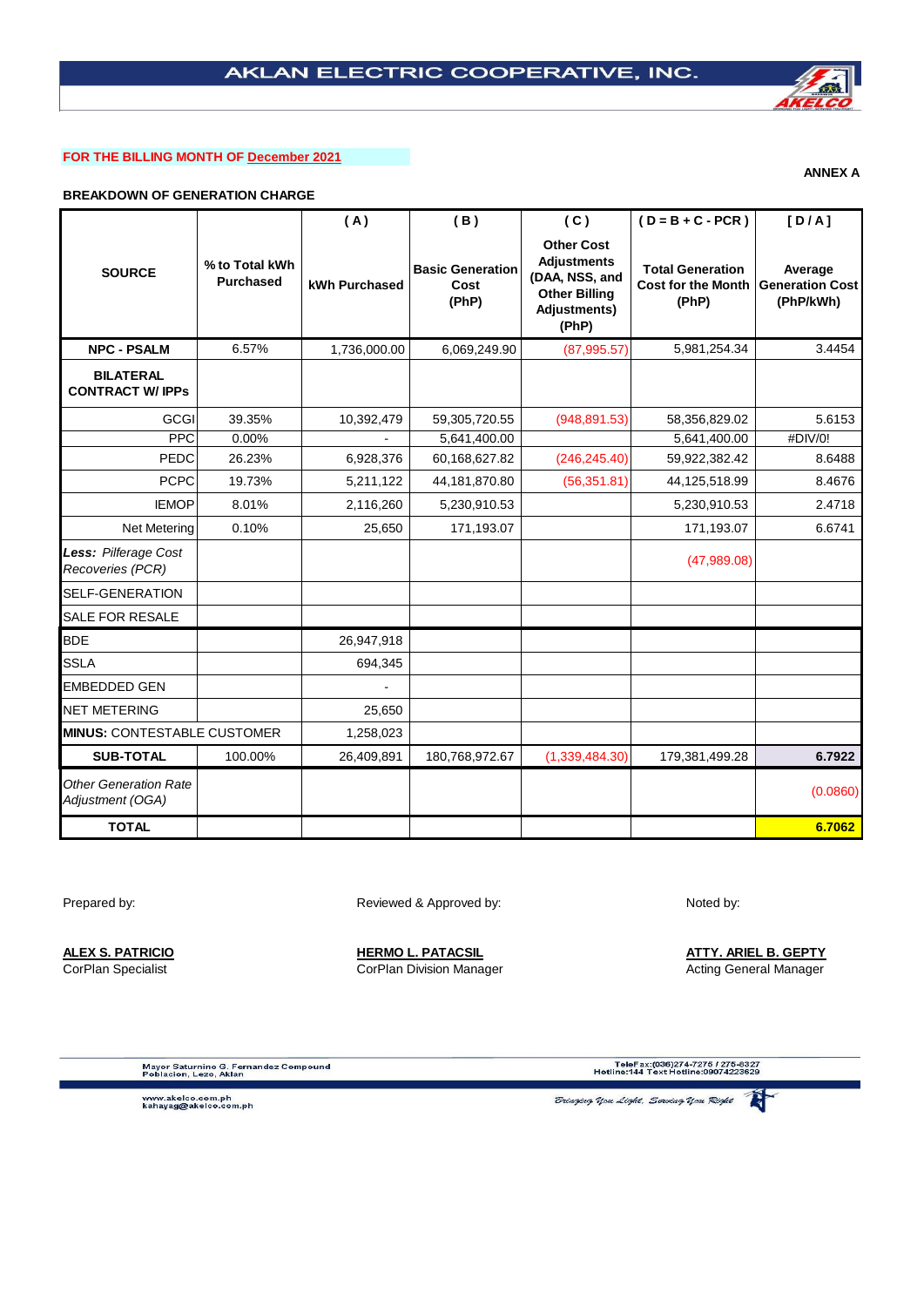# AKLAN ELECTRIC COOPERATIVE, INC.

**FOR THE BILLING MONTH OF December 2021**

**ANNEX A**

**BREAKDOWN OF GENERATION CHARGE**

| SOURCE | % to Total kWh Purchased | ( A ) kWh Purchased | ( B ) Basic Generation Cost (PhP) | ( C ) Other Cost Adjustments (DAA, NSS, and Other Billing Adjustments) (PhP) | ( D = B + C - PCR ) Total Generation Cost for the Month (PhP) | [ D / A ] Average Generation Cost (PhP/kWh) |
|---|---|---|---|---|---|---|
| **NPC - PSALM** | 6.57% | 1,736,000.00 | 6,069,249.90 | (87,995.57) | 5,981,254.34 | 3.4454 |
| **BILATERAL CONTRACT W/ IPPs** | | | | | | |
| GCGI | 39.35% | 10,392,479 | 59,305,720.55 | (948,891.53) | 58,356,829.02 | 5.6153 |
| PPC | 0.00% | - | 5,641,400.00 | | 5,641,400.00 | #DIV/0! |
| PEDC | 26.23% | 6,928,376 | 60,168,627.82 | (246,245.40) | 59,922,382.42 | 8.6488 |
| PCPC | 19.73% | 5,211,122 | 44,181,870.80 | (56,351.81) | 44,125,518.99 | 8.4676 |
| IEMOP | 8.01% | 2,116,260 | 5,230,910.53 | | 5,230,910.53 | 2.4718 |
| Net Metering | 0.10% | 25,650 | 171,193.07 | | 171,193.07 | 6.6741 |
| ***Less:*** *Pilferage Cost Recoveries (PCR)* | | | | | (47,989.08) | |
| SELF-GENERATION | | | | | | |
| SALE FOR RESALE | | | | | | |
| BDE | | 26,947,918 | | | | |
| SSLA | | 694,345 | | | | |
| EMBEDDED GEN | | - | | | | |
| NET METERING | | 25,650 | | | | |
| **MINUS:** CONTESTABLE CUSTOMER | | 1,258,023 | | | | |
| **SUB-TOTAL** | 100.00% | 26,409,891 | 180,768,972.67 | (1,339,484.30) | 179,381,499.28 | **6.7922** |
| *Other Generation Rate Adjustment (OGA)* | | | | | | (0.0860) |
| **TOTAL** | | | | | | **6.7062** |

Prepared by:

**ALEX S. PATRICIO**
CorPlan Specialist

Reviewed & Approved by:

**HERMO L. PATACSIL**
CorPlan Division Manager

Noted by:

**ATTY. ARIEL B. GEPTY**
Acting General Manager

Mayor Saturnino G. Fernandez Compound
Poblacion, Lezo, Aklan

TeleFax:(036)274-7276 / 275-6327
Hotline:144 Text Hotline:09074223629

www.akelco.com.ph
kahayag@akelco.com.ph

Bringing You Light, Serving You Right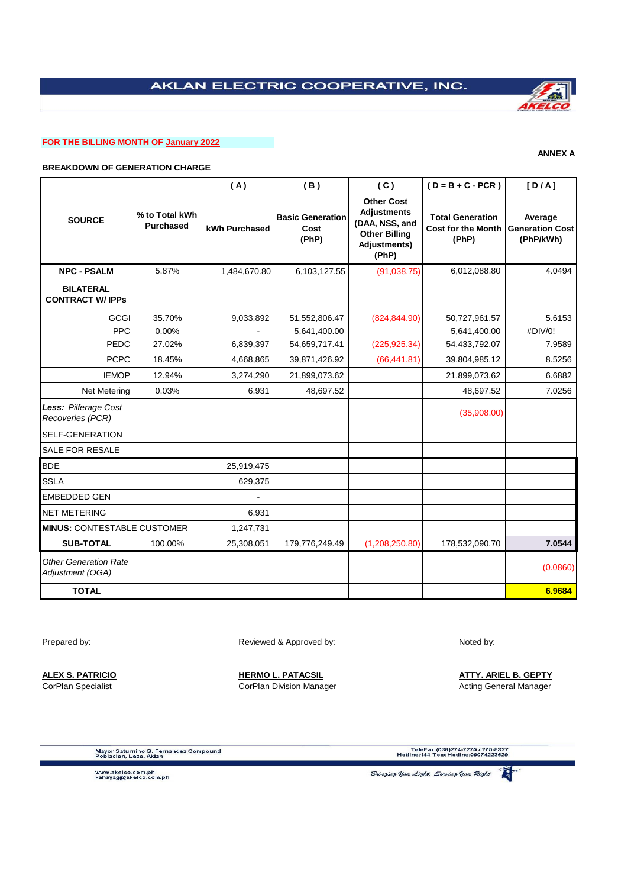# AKLAN ELECTRIC COOPERATIVE, INC.

**FOR THE BILLING MONTH OF January 2022**

**ANNEX A**

**BREAKDOWN OF GENERATION CHARGE**

| SOURCE | % to Total kWh Purchased | ( A ) kWh Purchased | ( B ) Basic Generation Cost (PhP) | ( C ) Other Cost Adjustments (DAA, NSS, and Other Billing Adjustments) (PhP) | ( D = B + C - PCR ) Total Generation Cost for the Month (PhP) | [ D / A ] Average Generation Cost (PhP/kWh) |
|---|---|---|---|---|---|---|
| **NPC - PSALM** | 5.87% | 1,484,670.80 | 6,103,127.55 | (91,038.75) | 6,012,088.80 | 4.0494 |
| **BILATERAL CONTRACT W/ IPPs** | | | | | | |
| GCGI | 35.70% | 9,033,892 | 51,552,806.47 | (824,844.90) | 50,727,961.57 | 5.6153 |
| PPC | 0.00% | - | 5,641,400.00 | | 5,641,400.00 | #DIV/0! |
| PEDC | 27.02% | 6,839,397 | 54,659,717.41 | (225,925.34) | 54,433,792.07 | 7.9589 |
| PCPC | 18.45% | 4,668,865 | 39,871,426.92 | (66,441.81) | 39,804,985.12 | 8.5256 |
| IEMOP | 12.94% | 3,274,290 | 21,899,073.62 | | 21,899,073.62 | 6.6882 |
| Net Metering | 0.03% | 6,931 | 48,697.52 | | 48,697.52 | 7.0256 |
| ***Less:*** *Pilferage Cost Recoveries (PCR)* | | | | | (35,908.00) | |
| SELF-GENERATION | | | | | | |
| SALE FOR RESALE | | | | | | |
| BDE | | 25,919,475 | | | | |
| SSLA | | 629,375 | | | | |
| EMBEDDED GEN | | - | | | | |
| NET METERING | | 6,931 | | | | |
| **MINUS:** CONTESTABLE CUSTOMER | | 1,247,731 | | | | |
| **SUB-TOTAL** | 100.00% | 25,308,051 | 179,776,249.49 | (1,208,250.80) | 178,532,090.70 | **7.0544** |
| *Other Generation Rate Adjustment (OGA)* | | | | | | (0.0860) |
| **TOTAL** | | | | | | **6.9684** |

Prepared by:

**ALEX S. PATRICIO**
CorPlan Specialist

Reviewed & Approved by:

**HERMO L. PATACSIL**
CorPlan Division Manager

Noted by:

**ATTY. ARIEL B. GEPTY**
Acting General Manager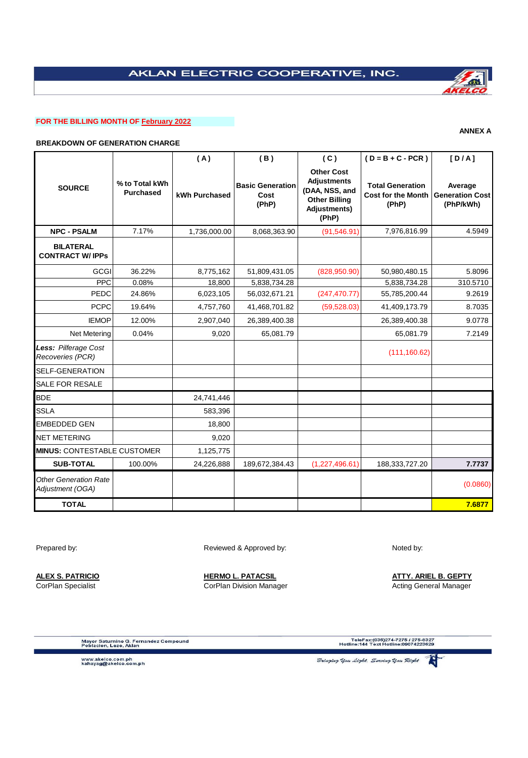# AKLAN ELECTRIC COOPERATIVE, INC.

**FOR THE BILLING MONTH OF February 2022**

**ANNEX A**

**BREAKDOWN OF GENERATION CHARGE**

| SOURCE | % to Total kWh Purchased | ( A ) kWh Purchased | ( B ) Basic Generation Cost (PhP) | ( C ) Other Cost Adjustments (DAA, NSS, and Other Billing Adjustments) (PhP) | ( D = B + C - PCR ) Total Generation Cost for the Month (PhP) | [ D / A ] Average Generation Cost (PhP/kWh) |
|---|---|---|---|---|---|---|
| **NPC - PSALM** | 7.17% | 1,736,000.00 | 8,068,363.90 | (91,546.91) | 7,976,816.99 | 4.5949 |
| **BILATERAL CONTRACT W/ IPPs** | | | | | | |
| GCGI | 36.22% | 8,775,162 | 51,809,431.05 | (828,950.90) | 50,980,480.15 | 5.8096 |
| PPC | 0.08% | 18,800 | 5,838,734.28 | | 5,838,734.28 | 310.5710 |
| PEDC | 24.86% | 6,023,105 | 56,032,671.21 | (247,470.77) | 55,785,200.44 | 9.2619 |
| PCPC | 19.64% | 4,757,760 | 41,468,701.82 | (59,528.03) | 41,409,173.79 | 8.7035 |
| IEMOP | 12.00% | 2,907,040 | 26,389,400.38 | | 26,389,400.38 | 9.0778 |
| Net Metering | 0.04% | 9,020 | 65,081.79 | | 65,081.79 | 7.2149 |
| ***Less:*** *Pilferage Cost Recoveries (PCR)* | | | | | (111,160.62) | |
| SELF-GENERATION | | | | | | |
| SALE FOR RESALE | | | | | | |
| BDE | | 24,741,446 | | | | |
| SSLA | | 583,396 | | | | |
| EMBEDDED GEN | | 18,800 | | | | |
| NET METERING | | 9,020 | | | | |
| **MINUS:** CONTESTABLE CUSTOMER | | 1,125,775 | | | | |
| **SUB-TOTAL** | 100.00% | 24,226,888 | 189,672,384.43 | (1,227,496.61) | 188,333,727.20 | **7.7737** |
| *Other Generation Rate Adjustment (OGA)* | | | | | | (0.0860) |
| **TOTAL** | | | | | | **7.6877** |

Prepared by:

**ALEX S. PATRICIO**
CorPlan Specialist

Reviewed & Approved by:

**HERMO L. PATACSIL**
CorPlan Division Manager

Noted by:

**ATTY. ARIEL B. GEPTY**
Acting General Manager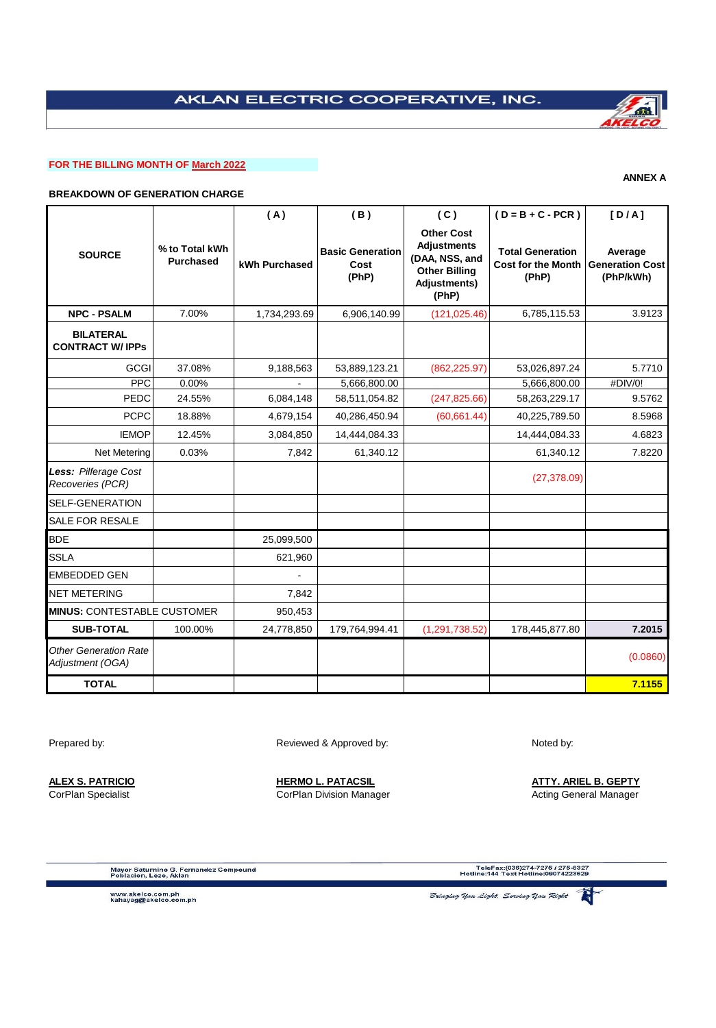# AKLAN ELECTRIC COOPERATIVE, INC.

**FOR THE BILLING MONTH OF March 2022**

**ANNEX A**

**BREAKDOWN OF GENERATION CHARGE**

| SOURCE | % to Total kWh Purchased | ( A ) kWh Purchased | ( B ) Basic Generation Cost (PhP) | ( C ) Other Cost Adjustments (DAA, NSS, and Other Billing Adjustments) (PhP) | ( D = B + C - PCR ) Total Generation Cost for the Month (PhP) | [ D / A ] Average Generation Cost (PhP/kWh) |
|---|---|---|---|---|---|---|
| **NPC - PSALM** | 7.00% | 1,734,293.69 | 6,906,140.99 | (121,025.46) | 6,785,115.53 | 3.9123 |
| **BILATERAL CONTRACT W/ IPPs** | | | | | | |
| GCGI | 37.08% | 9,188,563 | 53,889,123.21 | (862,225.97) | 53,026,897.24 | 5.7710 |
| PPC | 0.00% | - | 5,666,800.00 | | 5,666,800.00 | #DIV/0! |
| PEDC | 24.55% | 6,084,148 | 58,511,054.82 | (247,825.66) | 58,263,229.17 | 9.5762 |
| PCPC | 18.88% | 4,679,154 | 40,286,450.94 | (60,661.44) | 40,225,789.50 | 8.5968 |
| IEMOP | 12.45% | 3,084,850 | 14,444,084.33 | | 14,444,084.33 | 4.6823 |
| Net Metering | 0.03% | 7,842 | 61,340.12 | | 61,340.12 | 7.8220 |
| ***Less:*** *Pilferage Cost Recoveries (PCR)* | | | | | (27,378.09) | |
| SELF-GENERATION | | | | | | |
| SALE FOR RESALE | | | | | | |
| BDE | | 25,099,500 | | | | |
| SSLA | | 621,960 | | | | |
| EMBEDDED GEN | | - | | | | |
| NET METERING | | 7,842 | | | | |
| **MINUS:** CONTESTABLE CUSTOMER | | 950,453 | | | | |
| **SUB-TOTAL** | 100.00% | 24,778,850 | 179,764,994.41 | (1,291,738.52) | 178,445,877.80 | **7.2015** |
| *Other Generation Rate Adjustment (OGA)* | | | | | | (0.0860) |
| **TOTAL** | | | | | | **7.1155** |

Prepared by:

**ALEX S. PATRICIO**
CorPlan Specialist

Reviewed & Approved by:

**HERMO L. PATACSIL**
CorPlan Division Manager

Noted by:

**ATTY. ARIEL B. GEPTY**
Acting General Manager